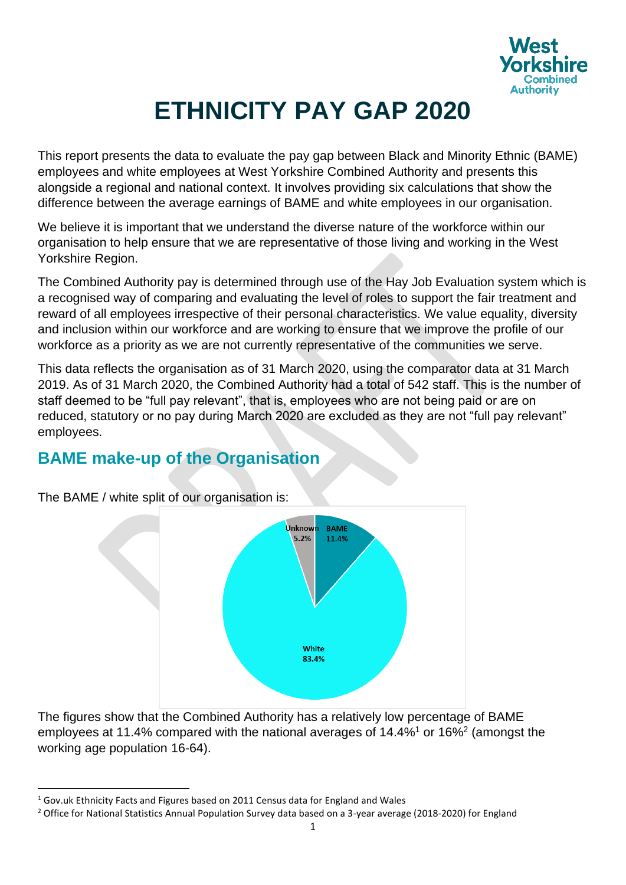# ETHNICITY PAY GAP 2020

This report presents the data to evaluate the pay gap between Black and Minority Ethnic (BAME) employees and white employees at West Yorkshire Combined Authority and presents this alongside a regional and national context. It involves providing six calculations that show the difference between the average earnings of BAME and white employees in our organisation.

We believe it is important that we understand the diverse nature of the workforce within our organisation to help ensure that we are representative of those living and working in the West Yorkshire Region.

The Combined Authority pay is determined through use of the Hay Job Evaluation system which is a recognised way of comparing and evaluating the level of roles to support the fair treatment and reward of all employees irrespective of their personal characteristics. We value equality, diversity and inclusion within our workforce and are working to ensure that we improve the profile of our workforce as a priority as we are not currently representative of the communities we serve.

This data reflects the organisation as of 31 March 2020, using the comparator data at 31 March 2019. As of 31 March 2020, the Combined Authority had a total of 542 staff. This is the number of staff deemed to be "full pay relevant", that is, employees who are not being paid or are on reduced, statutory or no pay during March 2020 are excluded as they are not "full pay relevant" employees.

## BAME make-up of the Organisation

The BAME / white split of our organisation is:

| Category | Percentage |
|---|---|
| BAME | 11.4% |
| White | 83.4% |
| Unknown | 5.2% |

The figures show that the Combined Authority has a relatively low percentage of BAME employees at 11.4% compared with the national averages of 14.4%[1] or 16%[2] (amongst the working age population 16-64).

[1] Gov.uk Ethnicity Facts and Figures based on 2011 Census data for England and Wales

[2] Office for National Statistics Annual Population Survey data based on a 3-year average (2018-2020) for England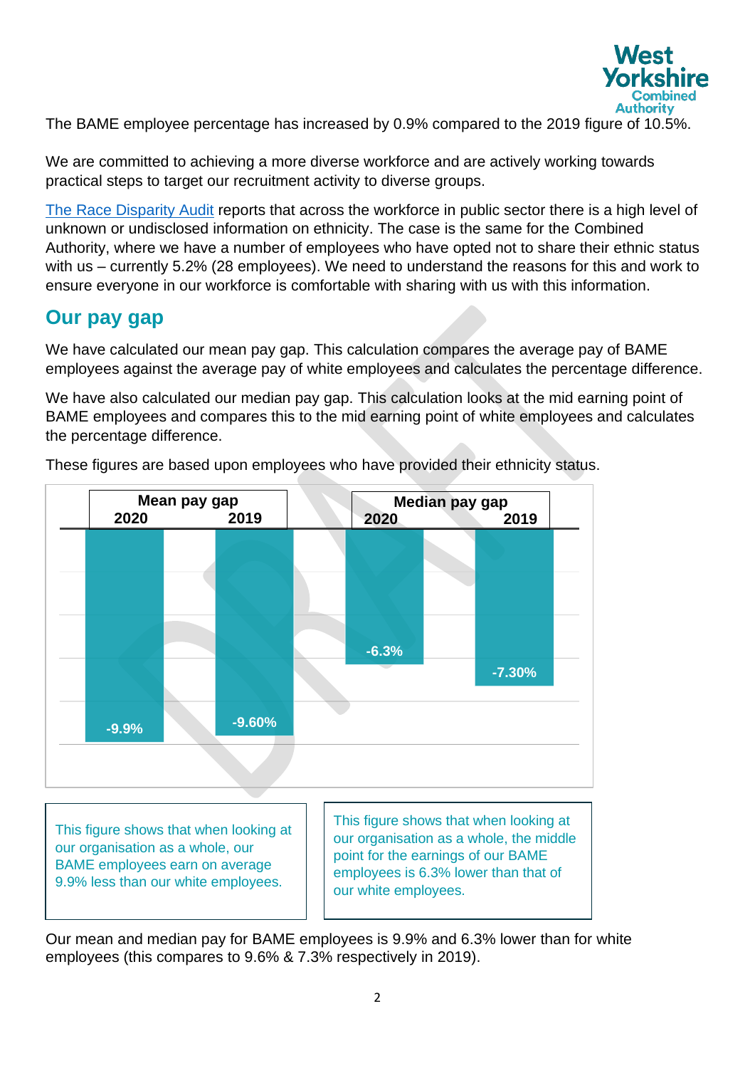The BAME employee percentage has increased by 0.9% compared to the 2019 figure of 10.5%.

We are committed to achieving a more diverse workforce and are actively working towards practical steps to target our recruitment activity to diverse groups.

The Race Disparity Audit reports that across the workforce in public sector there is a high level of unknown or undisclosed information on ethnicity. The case is the same for the Combined Authority, where we have a number of employees who have opted not to share their ethnic status with us – currently 5.2% (28 employees). We need to understand the reasons for this and work to ensure everyone in our workforce is comfortable with sharing with us with this information.

## Our pay gap

We have calculated our mean pay gap. This calculation compares the average pay of BAME employees against the average pay of white employees and calculates the percentage difference.

We have also calculated our median pay gap. This calculation looks at the mid earning point of BAME employees and compares this to the mid earning point of white employees and calculates the percentage difference.

These figures are based upon employees who have provided their ethnicity status.

| Mean pay gap | | Median pay gap | |
|---|---|---|---|
| 2020 | 2019 | 2020 | 2019 |
| -9.9% | -9.60% | -6.3% | -7.30% |

This figure shows that when looking at our organisation as a whole, our BAME employees earn on average 9.9% less than our white employees.

This figure shows that when looking at our organisation as a whole, the middle point for the earnings of our BAME employees is 6.3% lower than that of our white employees.

Our mean and median pay for BAME employees is 9.9% and 6.3% lower than for white employees (this compares to 9.6% & 7.3% respectively in 2019).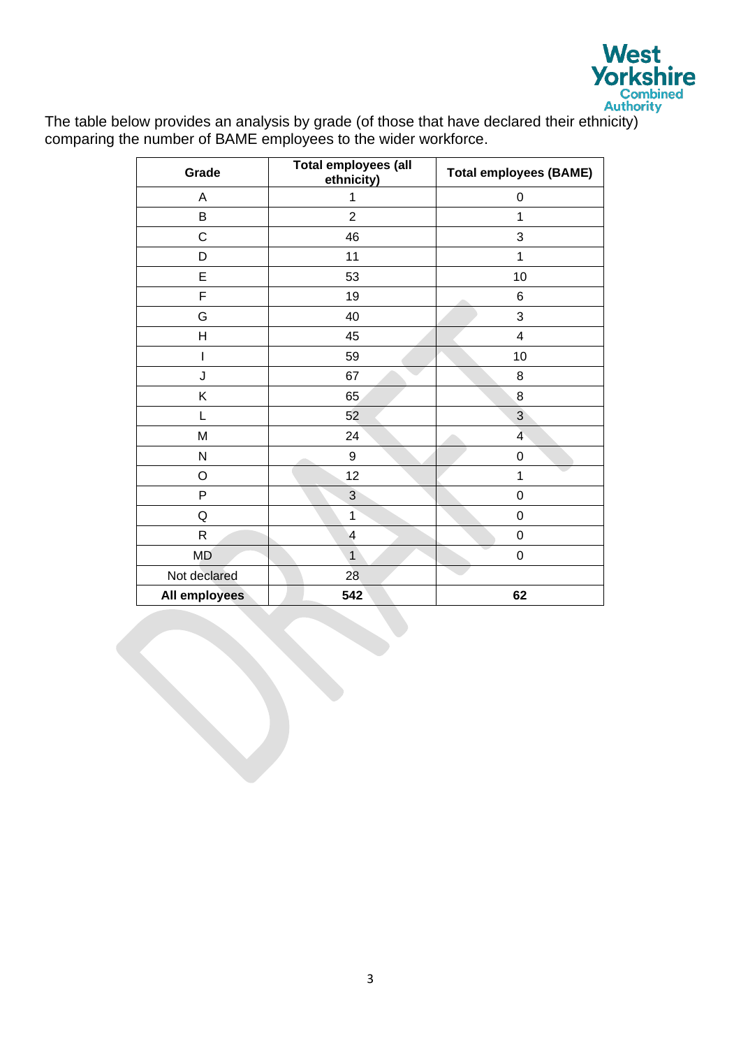The table below provides an analysis by grade (of those that have declared their ethnicity) comparing the number of BAME employees to the wider workforce.

| Grade | Total employees (all ethnicity) | Total employees (BAME) |
|---|---|---|
| A | 1 | 0 |
| B | 2 | 1 |
| C | 46 | 3 |
| D | 11 | 1 |
| E | 53 | 10 |
| F | 19 | 6 |
| G | 40 | 3 |
| H | 45 | 4 |
| I | 59 | 10 |
| J | 67 | 8 |
| K | 65 | 8 |
| L | 52 | 3 |
| M | 24 | 4 |
| N | 9 | 0 |
| O | 12 | 1 |
| P | 3 | 0 |
| Q | 1 | 0 |
| R | 4 | 0 |
| MD | 1 | 0 |
| Not declared | 28 | |
| **All employees** | **542** | **62** |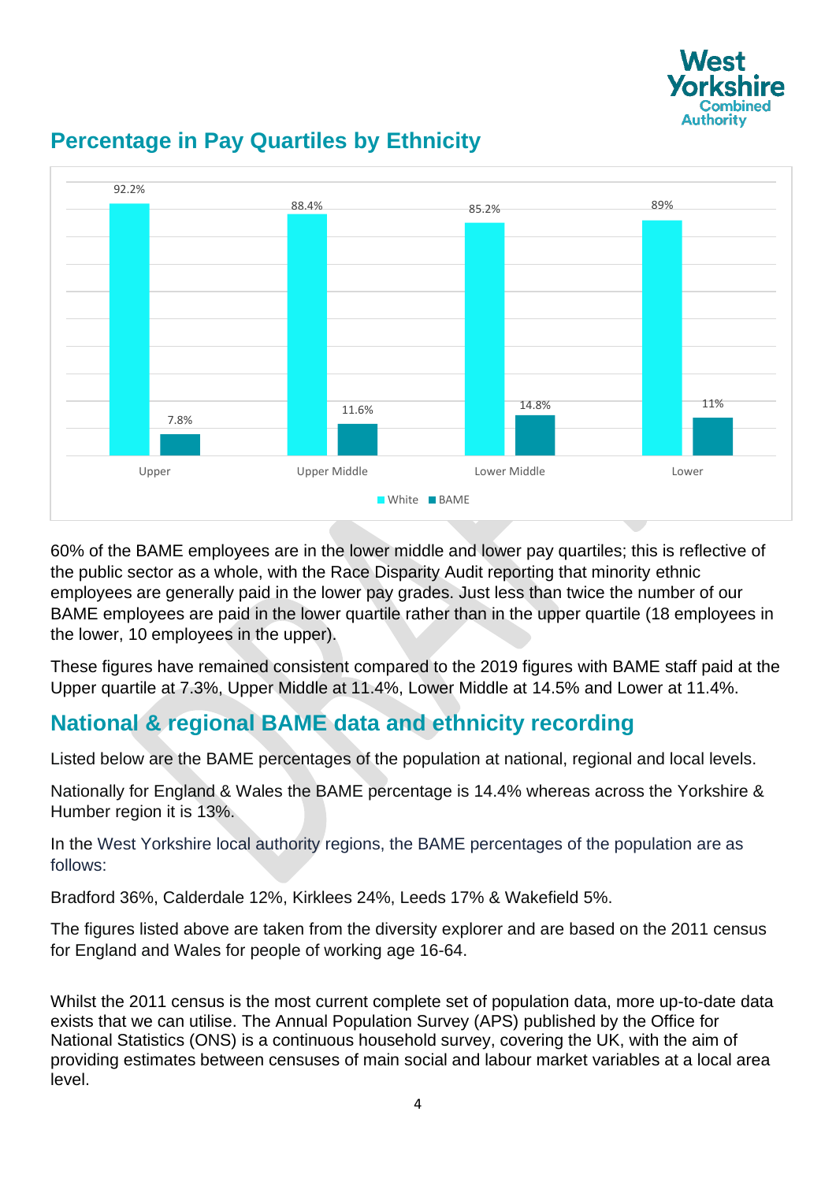## Percentage in Pay Quartiles by Ethnicity

| | White | BAME |
|---|---|---|
| Upper | 92.2% | 7.8% |
| Upper Middle | 88.4% | 11.6% |
| Lower Middle | 85.2% | 14.8% |
| Lower | 89% | 11% |

60% of the BAME employees are in the lower middle and lower pay quartiles; this is reflective of the public sector as a whole, with the Race Disparity Audit reporting that minority ethnic employees are generally paid in the lower pay grades. Just less than twice the number of our BAME employees are paid in the lower quartile rather than in the upper quartile (18 employees in the lower, 10 employees in the upper).

These figures have remained consistent compared to the 2019 figures with BAME staff paid at the Upper quartile at 7.3%, Upper Middle at 11.4%, Lower Middle at 14.5% and Lower at 11.4%.

## National & regional BAME data and ethnicity recording

Listed below are the BAME percentages of the population at national, regional and local levels.

Nationally for England & Wales the BAME percentage is 14.4% whereas across the Yorkshire & Humber region it is 13%.

In the West Yorkshire local authority regions, the BAME percentages of the population are as follows:

Bradford 36%, Calderdale 12%, Kirklees 24%, Leeds 17% & Wakefield 5%.

The figures listed above are taken from the diversity explorer and are based on the 2011 census for England and Wales for people of working age 16-64.

Whilst the 2011 census is the most current complete set of population data, more up-to-date data exists that we can utilise. The Annual Population Survey (APS) published by the Office for National Statistics (ONS) is a continuous household survey, covering the UK, with the aim of providing estimates between censuses of main social and labour market variables at a local area level.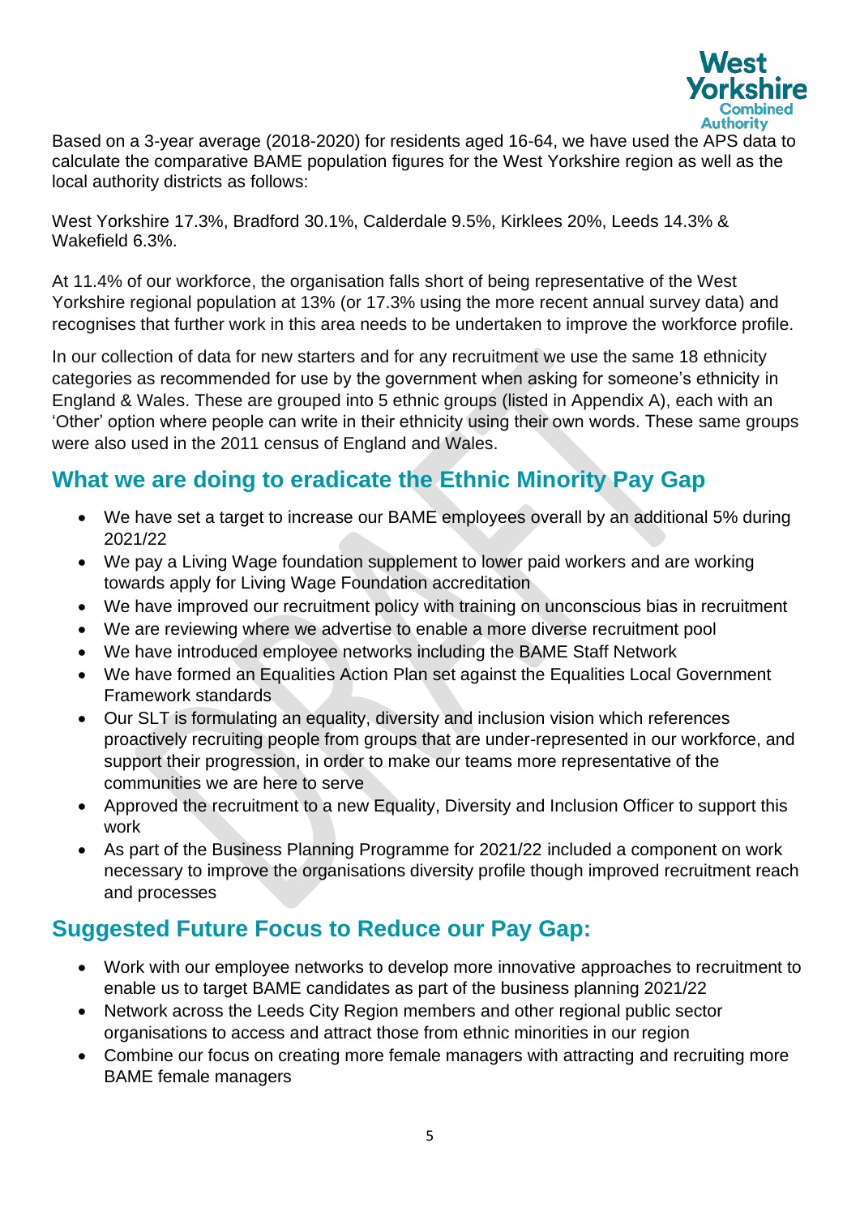Based on a 3-year average (2018-2020) for residents aged 16-64, we have used the APS data to calculate the comparative BAME population figures for the West Yorkshire region as well as the local authority districts as follows:

West Yorkshire 17.3%, Bradford 30.1%, Calderdale 9.5%, Kirklees 20%, Leeds 14.3% & Wakefield 6.3%.

At 11.4% of our workforce, the organisation falls short of being representative of the West Yorkshire regional population at 13% (or 17.3% using the more recent annual survey data) and recognises that further work in this area needs to be undertaken to improve the workforce profile.

In our collection of data for new starters and for any recruitment we use the same 18 ethnicity categories as recommended for use by the government when asking for someone's ethnicity in England & Wales. These are grouped into 5 ethnic groups (listed in Appendix A), each with an 'Other' option where people can write in their ethnicity using their own words. These same groups were also used in the 2011 census of England and Wales.

## What we are doing to eradicate the Ethnic Minority Pay Gap

- We have set a target to increase our BAME employees overall by an additional 5% during 2021/22
- We pay a Living Wage foundation supplement to lower paid workers and are working towards apply for Living Wage Foundation accreditation
- We have improved our recruitment policy with training on unconscious bias in recruitment
- We are reviewing where we advertise to enable a more diverse recruitment pool
- We have introduced employee networks including the BAME Staff Network
- We have formed an Equalities Action Plan set against the Equalities Local Government Framework standards
- Our SLT is formulating an equality, diversity and inclusion vision which references proactively recruiting people from groups that are under-represented in our workforce, and support their progression, in order to make our teams more representative of the communities we are here to serve
- Approved the recruitment to a new Equality, Diversity and Inclusion Officer to support this work
- As part of the Business Planning Programme for 2021/22 included a component on work necessary to improve the organisations diversity profile though improved recruitment reach and processes

## Suggested Future Focus to Reduce our Pay Gap:

- Work with our employee networks to develop more innovative approaches to recruitment to enable us to target BAME candidates as part of the business planning 2021/22
- Network across the Leeds City Region members and other regional public sector organisations to access and attract those from ethnic minorities in our region
- Combine our focus on creating more female managers with attracting and recruiting more BAME female managers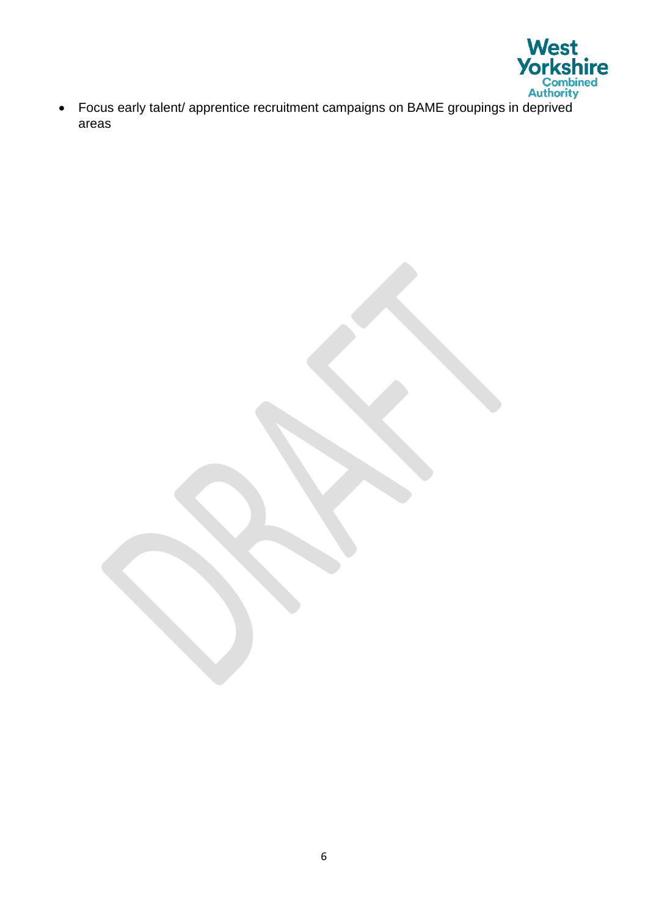- Focus early talent/ apprentice recruitment campaigns on BAME groupings in deprived areas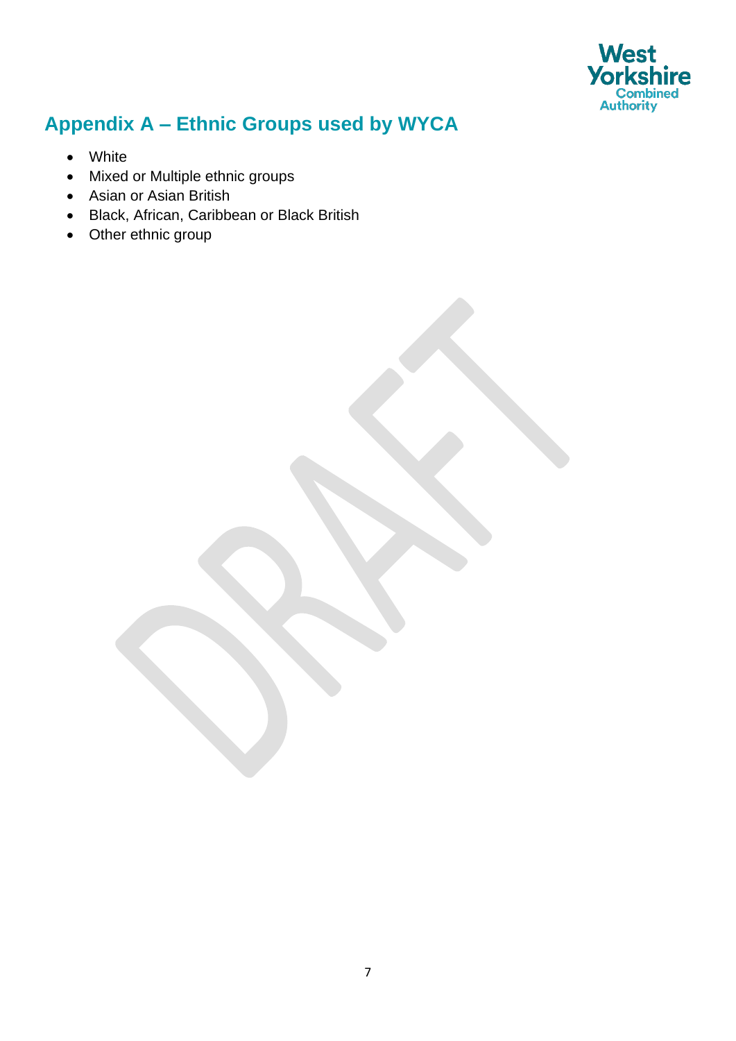## Appendix A – Ethnic Groups used by WYCA

- White
- Mixed or Multiple ethnic groups
- Asian or Asian British
- Black, African, Caribbean or Black British
- Other ethnic group